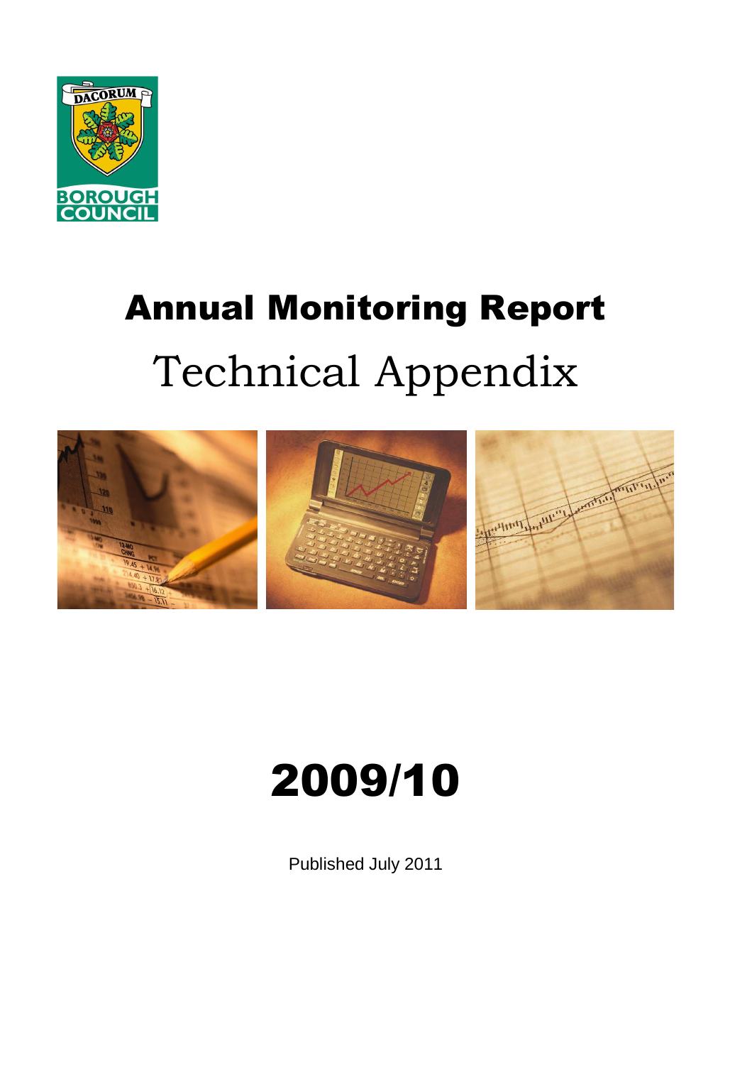DACORUM

BOROUGH COUNCIL

# Annual Monitoring Report

# Technical Appendix

# 2009/10

Published July 2011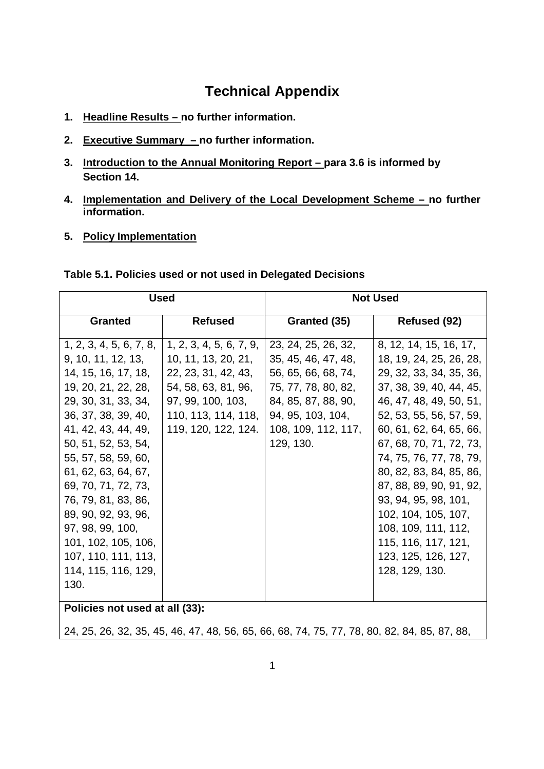# Technical Appendix

1. **Headline Results – no further information.**

2. **Executive Summary – no further information.**

3. **Introduction to the Annual Monitoring Report – para 3.6 is informed by Section 14.**

4. **Implementation and Delivery of the Local Development Scheme – no further information.**

5. **Policy Implementation**

**Table 5.1. Policies used or not used in Delegated Decisions**

| Used | | Not Used | |
|---|---|---|---|
| **Granted** | **Refused** | **Granted (35)** | **Refused (92)** |
| 1, 2, 3, 4, 5, 6, 7, 8, 9, 10, 11, 12, 13, 14, 15, 16, 17, 18, 19, 20, 21, 22, 28, 29, 30, 31, 33, 34, 36, 37, 38, 39, 40, 41, 42, 43, 44, 49, 50, 51, 52, 53, 54, 55, 57, 58, 59, 60, 61, 62, 63, 64, 67, 69, 70, 71, 72, 73, 76, 79, 81, 83, 86, 89, 90, 92, 93, 96, 97, 98, 99, 100, 101, 102, 105, 106, 107, 110, 111, 113, 114, 115, 116, 129, 130. | 1, 2, 3, 4, 5, 6, 7, 9, 10, 11, 13, 20, 21, 22, 23, 31, 42, 43, 54, 58, 63, 81, 96, 97, 99, 100, 103, 110, 113, 114, 118, 119, 120, 122, 124. | 23, 24, 25, 26, 32, 35, 45, 46, 47, 48, 56, 65, 66, 68, 74, 75, 77, 78, 80, 82, 84, 85, 87, 88, 90, 94, 95, 103, 104, 108, 109, 112, 117, 129, 130. | 8, 12, 14, 15, 16, 17, 18, 19, 24, 25, 26, 28, 29, 32, 33, 34, 35, 36, 37, 38, 39, 40, 44, 45, 46, 47, 48, 49, 50, 51, 52, 53, 55, 56, 57, 59, 60, 61, 62, 64, 65, 66, 67, 68, 70, 71, 72, 73, 74, 75, 76, 77, 78, 79, 80, 82, 83, 84, 85, 86, 87, 88, 89, 90, 91, 92, 93, 94, 95, 98, 101, 102, 104, 105, 107, 108, 109, 111, 112, 115, 116, 117, 121, 123, 125, 126, 127, 128, 129, 130. |
| **Policies not used at all (33):** 24, 25, 26, 32, 35, 45, 46, 47, 48, 56, 65, 66, 68, 74, 75, 77, 78, 80, 82, 84, 85, 87, 88, | | | |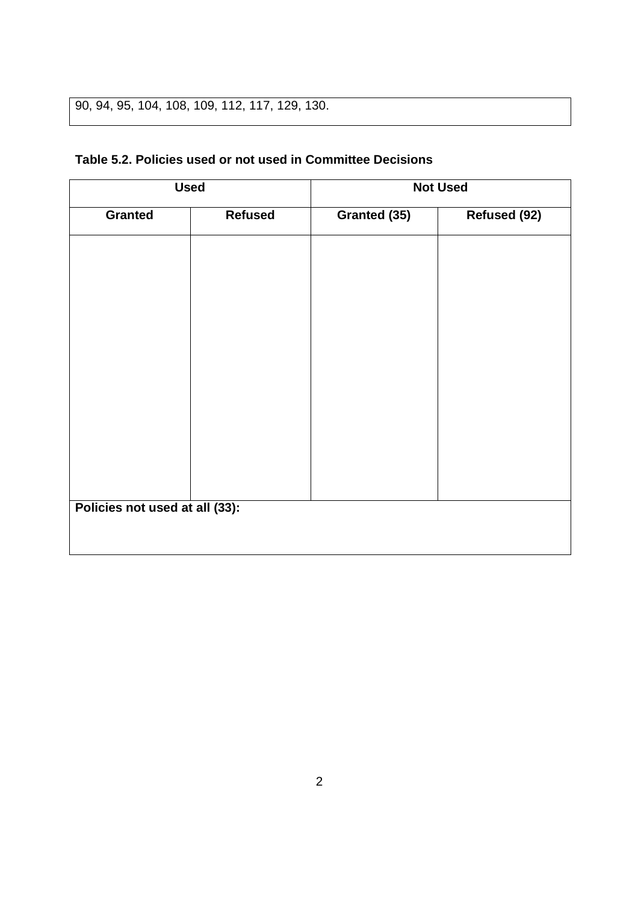| 90, 94, 95, 104, 108, 109, 112, 117, 129, 130. |
| --- |

**Table 5.2. Policies used or not used in Committee Decisions**

| Used | | Not Used | |
| --- | --- | --- | --- |
| **Granted** | **Refused** | **Granted (35)** | **Refused (92)** |
| | | | |
| **Policies not used at all (33):** | | | |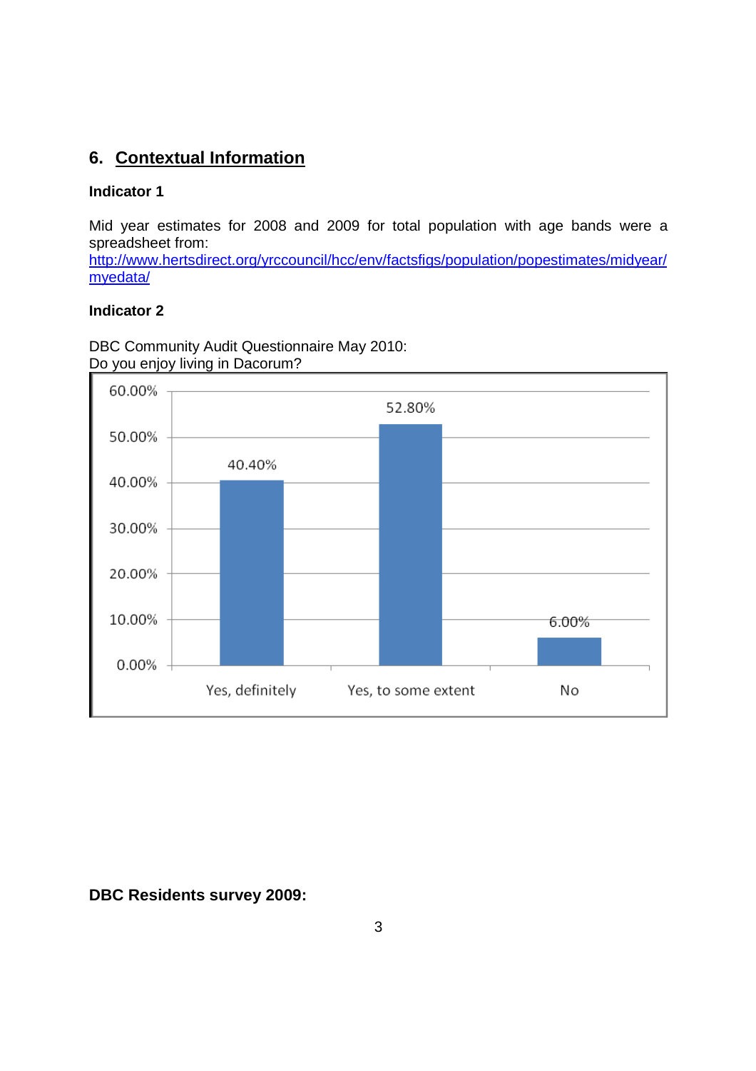## 6. Contextual Information

### Indicator 1

Mid year estimates for 2008 and 2009 for total population with age bands were a spreadsheet from:
[http://www.hertsdirect.org/yrccouncil/hcc/env/factsfigs/population/popestimates/midyear/myedata/](http://www.hertsdirect.org/yrccouncil/hcc/env/factsfigs/population/popestimates/midyear/myedata/)

### Indicator 2

DBC Community Audit Questionnaire May 2010:
Do you enjoy living in Dacorum?

| Response | Percentage |
|---|---|
| Yes, definitely | 40.40% |
| Yes, to some extent | 52.80% |
| No | 6.00% |

**DBC Residents survey 2009:**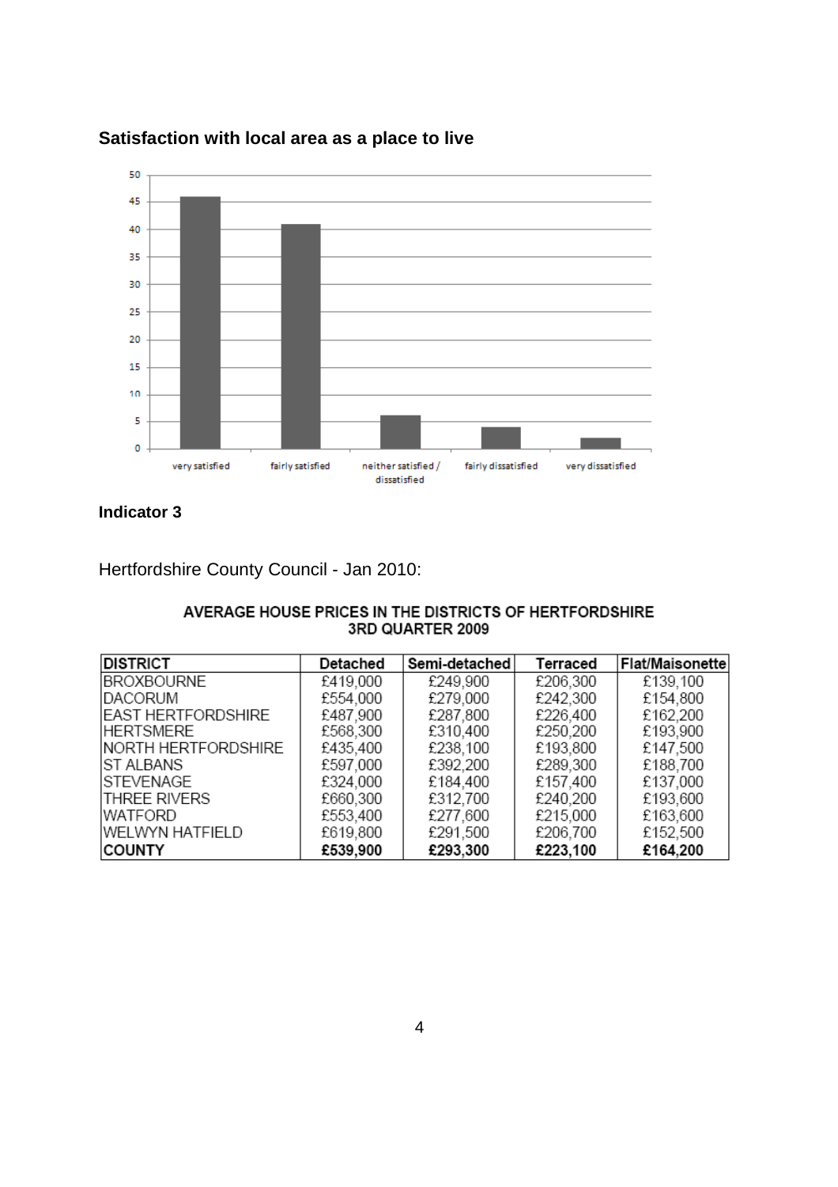## Satisfaction with local area as a place to live

## Indicator 3

Hertfordshire County Council - Jan 2010:

**AVERAGE HOUSE PRICES IN THE DISTRICTS OF HERTFORDSHIRE 3RD QUARTER 2009**

| DISTRICT | Detached | Semi-detached | Terraced | Flat/Maisonette |
|---|---|---|---|---|
| BROXBOURNE | £419,000 | £249,900 | £206,300 | £139,100 |
| DACORUM | £554,000 | £279,000 | £242,300 | £154,800 |
| EAST HERTFORDSHIRE | £487,900 | £287,800 | £226,400 | £162,200 |
| HERTSMERE | £568,300 | £310,400 | £250,200 | £193,900 |
| NORTH HERTFORDSHIRE | £435,400 | £238,100 | £193,800 | £147,500 |
| ST ALBANS | £597,000 | £392,200 | £289,300 | £188,700 |
| STEVENAGE | £324,000 | £184,400 | £157,400 | £137,000 |
| THREE RIVERS | £660,300 | £312,700 | £240,200 | £193,600 |
| WATFORD | £553,400 | £277,600 | £215,000 | £163,600 |
| WELWYN HATFIELD | £619,800 | £291,500 | £206,700 | £152,500 |
| **COUNTY** | **£539,900** | **£293,300** | **£223,100** | **£164,200** |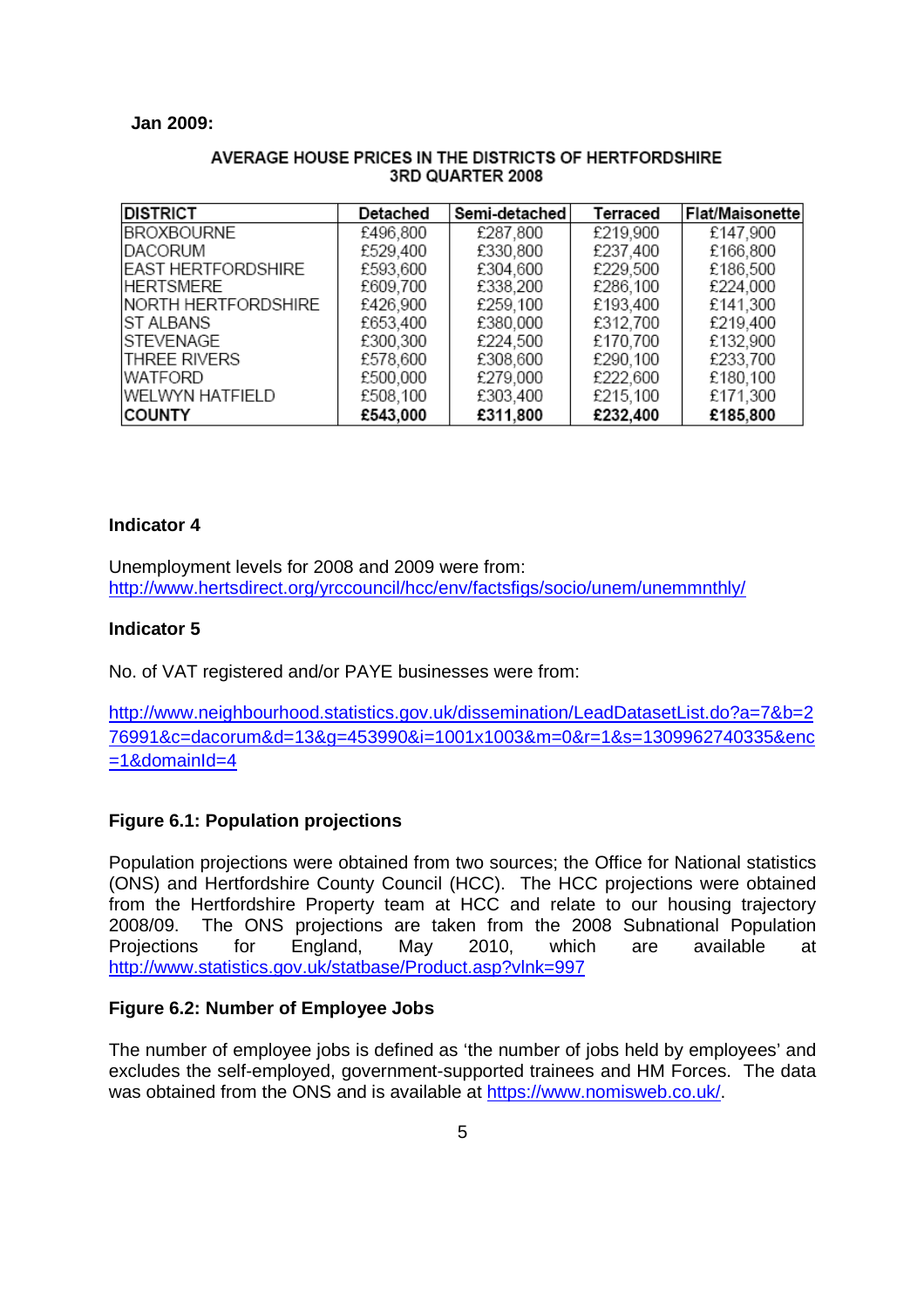**Jan 2009:**

**AVERAGE HOUSE PRICES IN THE DISTRICTS OF HERTFORDSHIRE**
**3RD QUARTER 2008**

| DISTRICT | Detached | Semi-detached | Terraced | Flat/Maisonette |
|---|---|---|---|---|
| BROXBOURNE | £496,800 | £287,800 | £219,900 | £147,900 |
| DACORUM | £529,400 | £330,800 | £237,400 | £166,800 |
| EAST HERTFORDSHIRE | £593,600 | £304,600 | £229,500 | £186,500 |
| HERTSMERE | £609,700 | £338,200 | £286,100 | £224,000 |
| NORTH HERTFORDSHIRE | £426,900 | £259,100 | £193,400 | £141,300 |
| ST ALBANS | £653,400 | £380,000 | £312,700 | £219,400 |
| STEVENAGE | £300,300 | £224,500 | £170,700 | £132,900 |
| THREE RIVERS | £578,600 | £308,600 | £290,100 | £233,700 |
| WATFORD | £500,000 | £279,000 | £222,600 | £180,100 |
| WELWYN HATFIELD | £508,100 | £303,400 | £215,100 | £171,300 |
| **COUNTY** | **£543,000** | **£311,800** | **£232,400** | **£185,800** |

### Indicator 4

Unemployment levels for 2008 and 2009 were from: http://www.hertsdirect.org/yrccouncil/hcc/env/factsfigs/socio/unem/unemmnthly/

### Indicator 5

No. of VAT registered and/or PAYE businesses were from:

http://www.neighbourhood.statistics.gov.uk/dissemination/LeadDatasetList.do?a=7&b=276991&c=dacorum&d=13&g=453990&i=1001x1003&m=0&r=1&s=1309962740335&enc=1&domainId=4

### Figure 6.1: Population projections

Population projections were obtained from two sources; the Office for National statistics (ONS) and Hertfordshire County Council (HCC). The HCC projections were obtained from the Hertfordshire Property team at HCC and relate to our housing trajectory 2008/09. The ONS projections are taken from the 2008 Subnational Population Projections for England, May 2010, which are available at http://www.statistics.gov.uk/statbase/Product.asp?vlnk=997

### Figure 6.2: Number of Employee Jobs

The number of employee jobs is defined as 'the number of jobs held by employees' and excludes the self-employed, government-supported trainees and HM Forces. The data was obtained from the ONS and is available at https://www.nomisweb.co.uk/.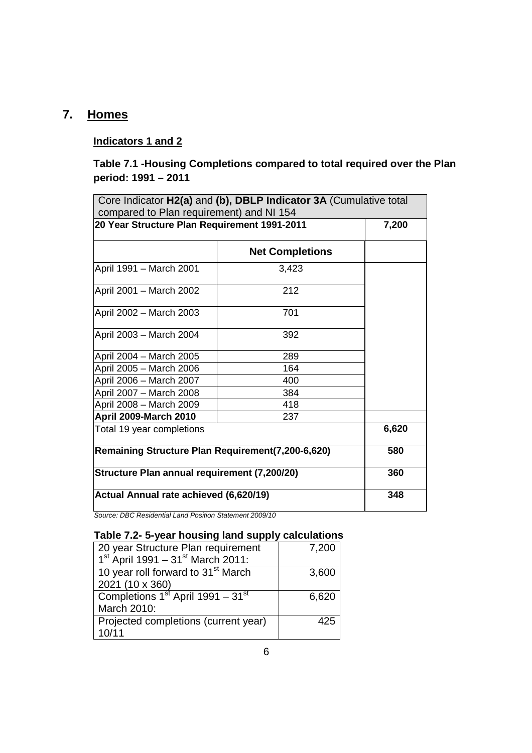## 7. Homes

### Indicators 1 and 2

**Table 7.1 -Housing Completions compared to total required over the Plan period: 1991 – 2011**

| Core Indicator **H2(a)** and **(b), DBLP Indicator 3A** (Cumulative total compared to Plan requirement) and NI 154 | | |
|---|---|---|
| **20 Year Structure Plan Requirement 1991-2011** | | **7,200** |
| | **Net Completions** | |
| April 1991 – March 2001 | 3,423 | |
| April 2001 – March 2002 | 212 | |
| April 2002 – March 2003 | 701 | |
| April 2003 – March 2004 | 392 | |
| April 2004 – March 2005 | 289 | |
| April 2005 – March 2006 | 164 | |
| April 2006 – March 2007 | 400 | |
| April 2007 – March 2008 | 384 | |
| April 2008 – March 2009 | 418 | |
| **April 2009-March 2010** | 237 | |
| Total 19 year completions | | **6,620** |
| **Remaining Structure Plan Requirement(7,200-6,620)** | | **580** |
| **Structure Plan annual requirement (7,200/20)** | | **360** |
| **Actual Annual rate achieved (6,620/19)** | | **348** |

*Source: DBC Residential Land Position Statement 2009/10*

**Table 7.2- 5-year housing land supply calculations**

| | |
|---|---|
| 20 year Structure Plan requirement 1st April 1991 – 31st March 2011: | 7,200 |
| 10 year roll forward to 31st March 2021 (10 x 360) | 3,600 |
| Completions 1st April 1991 – 31st March 2010: | 6,620 |
| Projected completions (current year) 10/11 | 425 |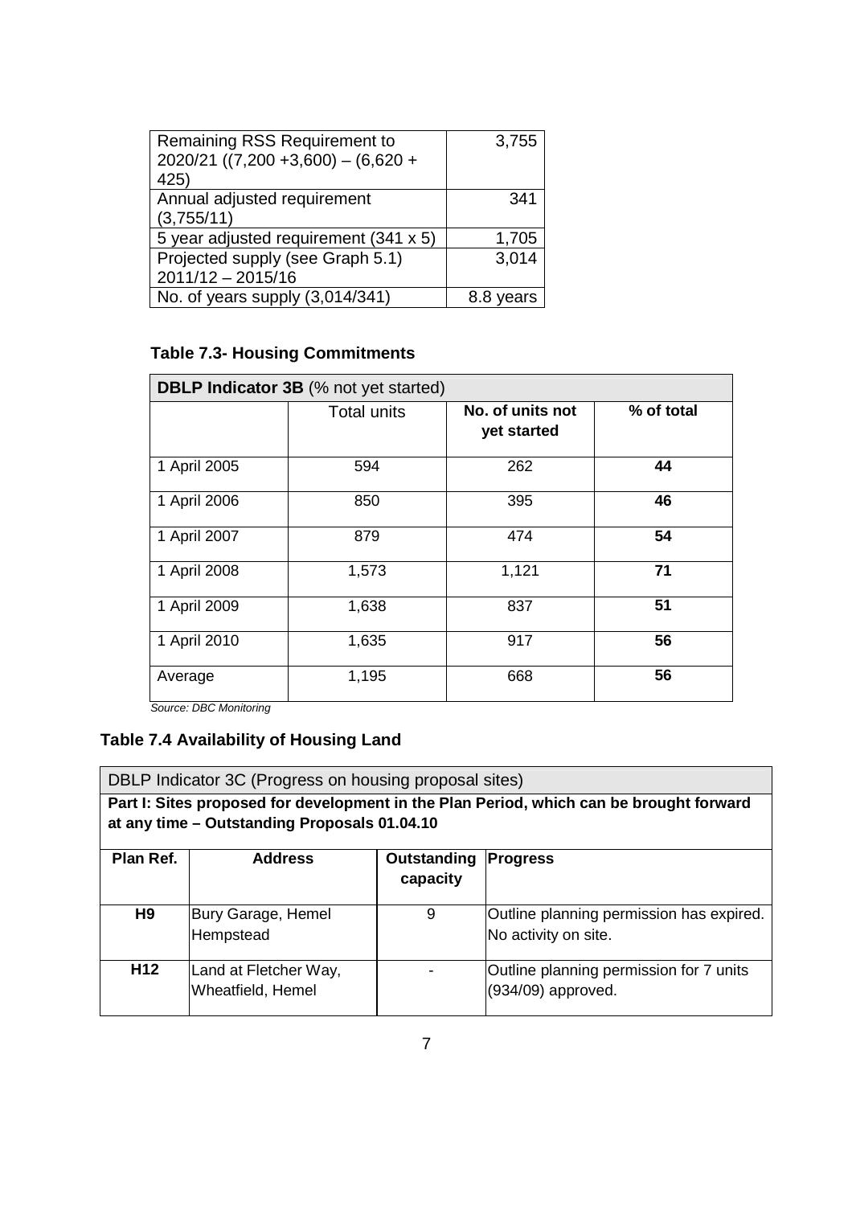| Remaining RSS Requirement to 2020/21 ((7,200 +3,600) – (6,620 + 425) | 3,755 |
|---|---|
| Annual adjusted requirement (3,755/11) | 341 |
| 5 year adjusted requirement (341 x 5) | 1,705 |
| Projected supply (see Graph 5.1) 2011/12 – 2015/16 | 3,014 |
| No. of years supply (3,014/341) | 8.8 years |

**Table 7.3- Housing Commitments**

| **DBLP Indicator 3B** (% not yet started) | | | |
|---|---|---|---|
| | Total units | **No. of units not yet started** | **% of total** |
| 1 April 2005 | 594 | 262 | **44** |
| 1 April 2006 | 850 | 395 | **46** |
| 1 April 2007 | 879 | 474 | **54** |
| 1 April 2008 | 1,573 | 1,121 | **71** |
| 1 April 2009 | 1,638 | 837 | **51** |
| 1 April 2010 | 1,635 | 917 | **56** |
| Average | 1,195 | 668 | **56** |

*Source: DBC Monitoring*

**Table 7.4 Availability of Housing Land**

| DBLP Indicator 3C (Progress on housing proposal sites) | | | |
|---|---|---|---|
| **Part I: Sites proposed for development in the Plan Period, which can be brought forward at any time – Outstanding Proposals 01.04.10** | | | |
| **Plan Ref.** | **Address** | **Outstanding capacity** | **Progress** |
| **H9** | Bury Garage, Hemel Hempstead | 9 | Outline planning permission has expired. No activity on site. |
| **H12** | Land at Fletcher Way, Wheatfield, Hemel | - | Outline planning permission for 7 units (934/09) approved. |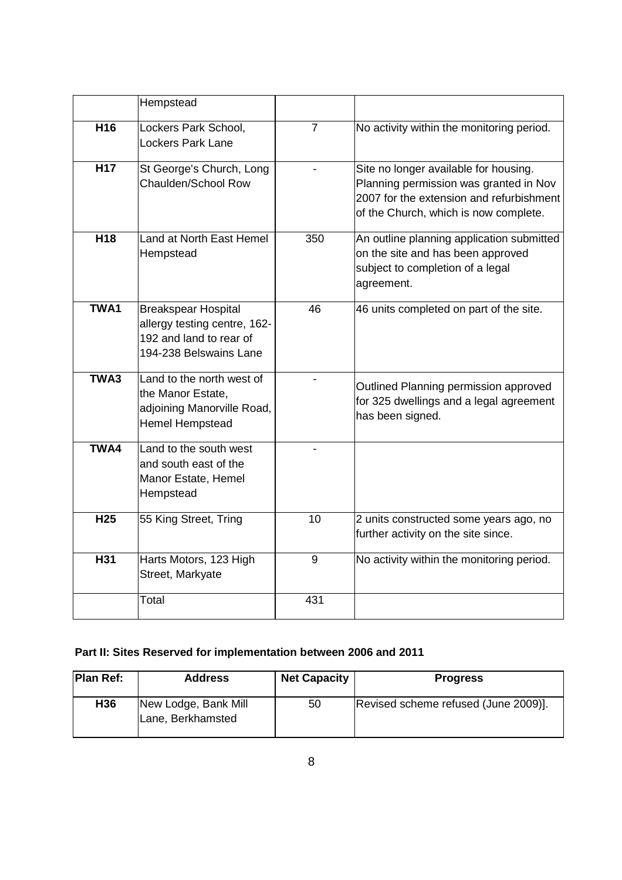| | | | |
|---|---|---|---|
| | Hempstead | | |
| **H16** | Lockers Park School, Lockers Park Lane | 7 | No activity within the monitoring period. |
| **H17** | St George's Church, Long Chaulden/School Row | - | Site no longer available for housing. Planning permission was granted in Nov 2007 for the extension and refurbishment of the Church, which is now complete. |
| **H18** | Land at North East Hemel Hempstead | 350 | An outline planning application submitted on the site and has been approved subject to completion of a legal agreement. |
| **TWA1** | Breakspear Hospital allergy testing centre, 162-192 and land to rear of 194-238 Belswains Lane | 46 | 46 units completed on part of the site. |
| **TWA3** | Land to the north west of the Manor Estate, adjoining Manorville Road, Hemel Hempstead | - | Outlined Planning permission approved for 325 dwellings and a legal agreement has been signed. |
| **TWA4** | Land to the south west and south east of the Manor Estate, Hemel Hempstead | - | |
| **H25** | 55 King Street, Tring | 10 | 2 units constructed some years ago, no further activity on the site since. |
| **H31** | Harts Motors, 123 High Street, Markyate | 9 | No activity within the monitoring period. |
| | Total | 431 | |

**Part II: Sites Reserved for implementation between 2006 and 2011**

| Plan Ref: | Address | Net Capacity | Progress |
|---|---|---|---|
| **H36** | New Lodge, Bank Mill Lane, Berkhamsted | 50 | Revised scheme refused (June 2009)]. |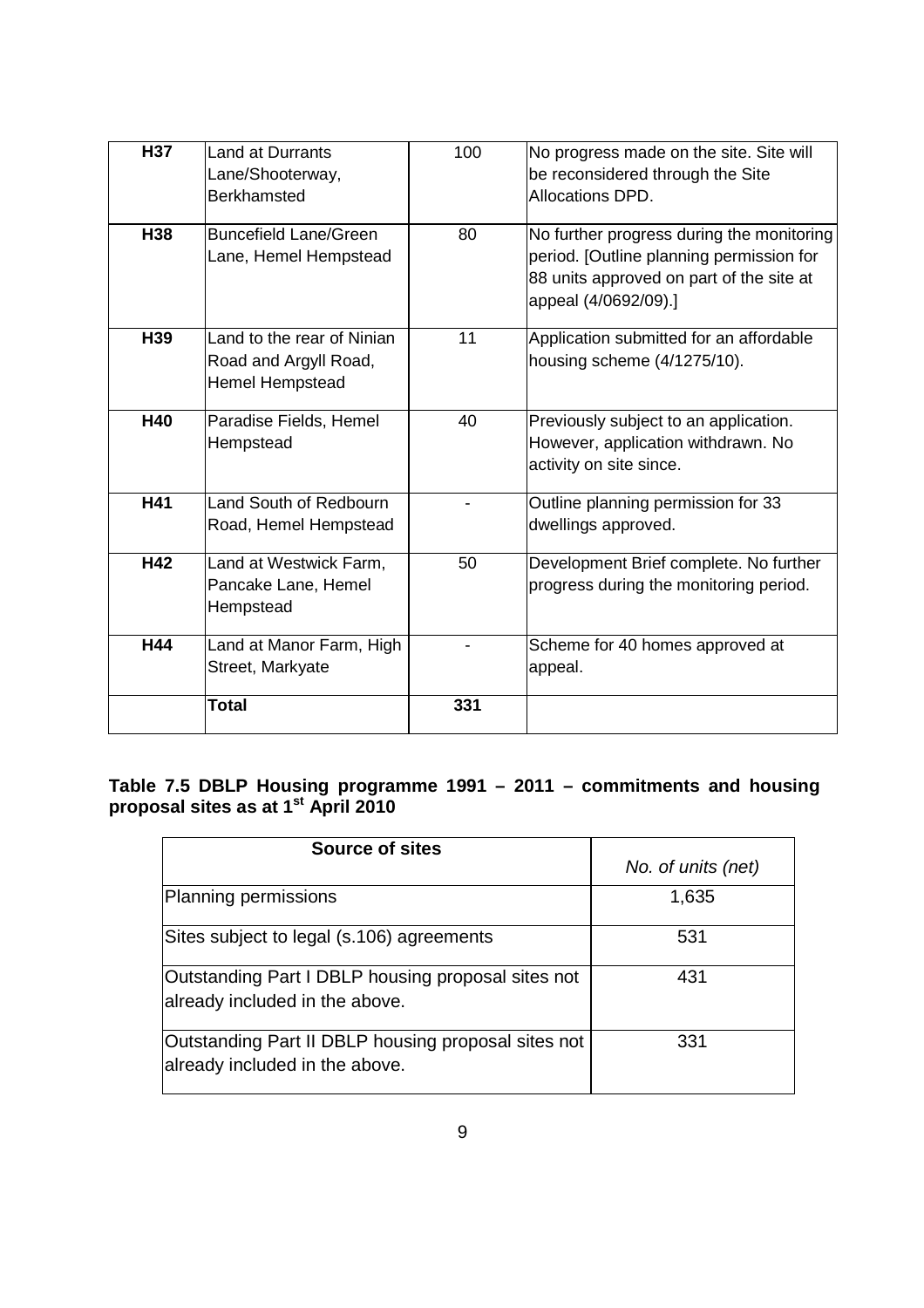| | | | |
|---|---|---|---|
| **H37** | Land at Durrants Lane/Shooterway, Berkhamsted | 100 | No progress made on the site. Site will be reconsidered through the Site Allocations DPD. |
| **H38** | Buncefield Lane/Green Lane, Hemel Hempstead | 80 | No further progress during the monitoring period. [Outline planning permission for 88 units approved on part of the site at appeal (4/0692/09).] |
| **H39** | Land to the rear of Ninian Road and Argyll Road, Hemel Hempstead | 11 | Application submitted for an affordable housing scheme (4/1275/10). |
| **H40** | Paradise Fields, Hemel Hempstead | 40 | Previously subject to an application. However, application withdrawn. No activity on site since. |
| **H41** | Land South of Redbourn Road, Hemel Hempstead | - | Outline planning permission for 33 dwellings approved. |
| **H42** | Land at Westwick Farm, Pancake Lane, Hemel Hempstead | 50 | Development Brief complete. No further progress during the monitoring period. |
| **H44** | Land at Manor Farm, High Street, Markyate | - | Scheme for 40 homes approved at appeal. |
| | **Total** | **331** | |

**Table 7.5 DBLP Housing programme 1991 – 2011 – commitments and housing proposal sites as at 1st April 2010**

| **Source of sites** | *No. of units (net)* |
|---|---|
| Planning permissions | 1,635 |
| Sites subject to legal (s.106) agreements | 531 |
| Outstanding Part I DBLP housing proposal sites not already included in the above. | 431 |
| Outstanding Part II DBLP housing proposal sites not already included in the above. | 331 |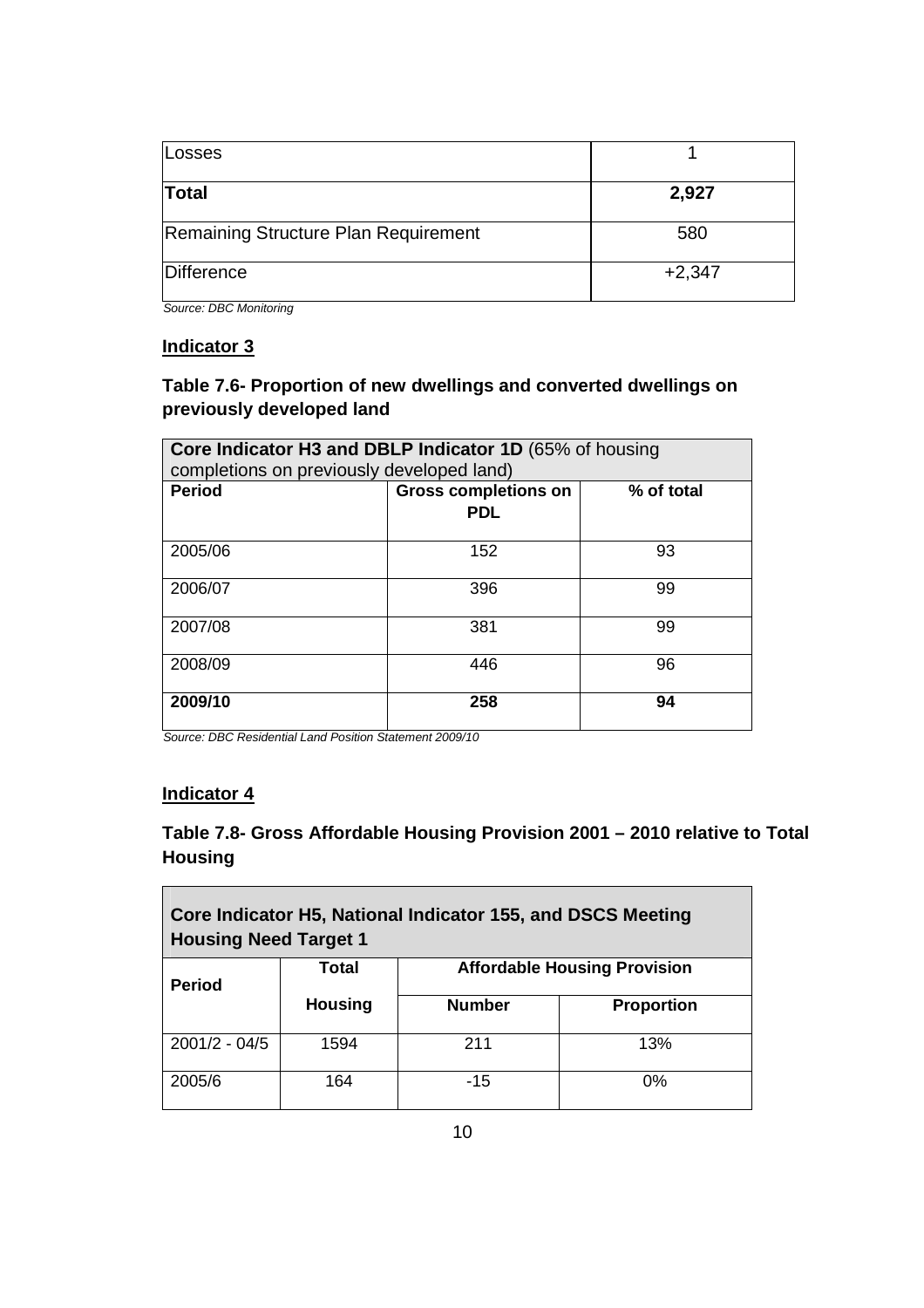| | |
|---|---|
| Losses | 1 |
| **Total** | **2,927** |
| Remaining Structure Plan Requirement | 580 |
| Difference | +2,347 |

*Source: DBC Monitoring*

**Indicator 3**

### Table 7.6- Proportion of new dwellings and converted dwellings on previously developed land

| **Core Indicator H3 and DBLP Indicator 1D** (65% of housing completions on previously developed land) | | |
|---|---|---|
| **Period** | **Gross completions on PDL** | **% of total** |
| 2005/06 | 152 | 93 |
| 2006/07 | 396 | 99 |
| 2007/08 | 381 | 99 |
| 2008/09 | 446 | 96 |
| **2009/10** | **258** | **94** |

*Source: DBC Residential Land Position Statement 2009/10*

**Indicator 4**

### Table 7.8- Gross Affordable Housing Provision 2001 – 2010 relative to Total Housing

| **Core Indicator H5, National Indicator 155, and DSCS Meeting Housing Need Target 1** | | | |
|---|---|---|---|
| **Period** | **Total Housing** | **Affordable Housing Provision** | |
| | | **Number** | **Proportion** |
| 2001/2 - 04/5 | 1594 | 211 | 13% |
| 2005/6 | 164 | -15 | 0% |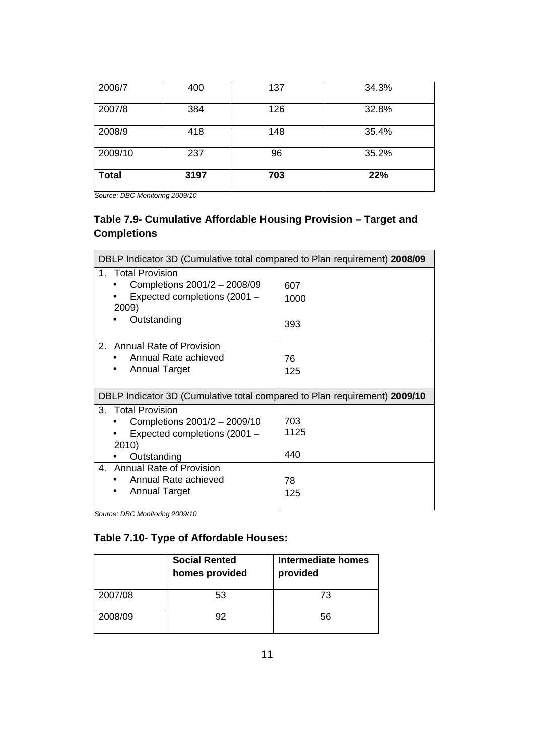| 2006/7 | 400 | 137 | 34.3% |
|---|---|---|---|
| 2007/8 | 384 | 126 | 32.8% |
| 2008/9 | 418 | 148 | 35.4% |
| 2009/10 | 237 | 96 | 35.2% |
| **Total** | **3197** | **703** | **22%** |

*Source: DBC Monitoring 2009/10*

### Table 7.9- Cumulative Affordable Housing Provision – Target and Completions

| DBLP Indicator 3D (Cumulative total compared to Plan requirement) **2008/09** | |
|---|---|
| 1. Total Provision<br>• Completions 2001/2 – 2008/09<br>• Expected completions (2001 – 2009)<br>• Outstanding | 607<br>1000<br>393 |
| 2. Annual Rate of Provision<br>• Annual Rate achieved<br>• Annual Target | 76<br>125 |
| DBLP Indicator 3D (Cumulative total compared to Plan requirement) **2009/10** | |
| 3. Total Provision<br>• Completions 2001/2 – 2009/10<br>• Expected completions (2001 – 2010)<br>• Outstanding | 703<br>1125<br>440 |
| 4. Annual Rate of Provision<br>• Annual Rate achieved<br>• Annual Target | 78<br>125 |

*Source: DBC Monitoring 2009/10*

### Table 7.10- Type of Affordable Houses:

| | **Social Rented homes provided** | **Intermediate homes provided** |
|---|---|---|
| 2007/08 | 53 | 73 |
| 2008/09 | 92 | 56 |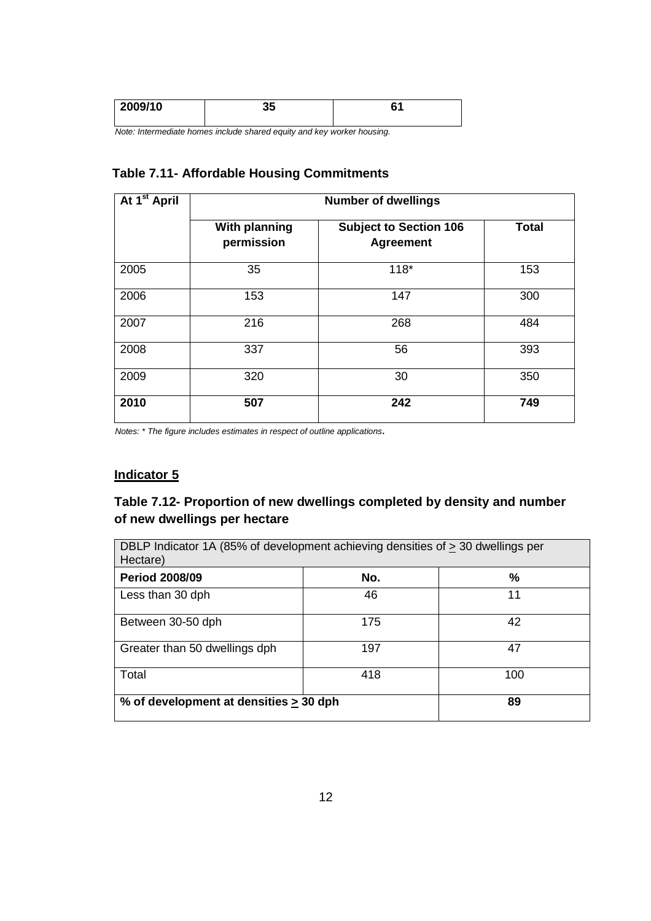| 2009/10 | 35 | 61 |
|---|---|---|

*Note: Intermediate homes include shared equity and key worker housing.*

**Table 7.11- Affordable Housing Commitments**

| At 1st April | Number of dwellings | | |
|---|---|---|---|
| | **With planning permission** | **Subject to Section 106 Agreement** | **Total** |
| 2005 | 35 | 118* | 153 |
| 2006 | 153 | 147 | 300 |
| 2007 | 216 | 268 | 484 |
| 2008 | 337 | 56 | 393 |
| 2009 | 320 | 30 | 350 |
| **2010** | **507** | **242** | **749** |

*Notes: * The figure includes estimates in respect of outline applications.*

**Indicator 5**

**Table 7.12- Proportion of new dwellings completed by density and number of new dwellings per hectare**

| DBLP Indicator 1A (85% of development achieving densities of ≥ 30 dwellings per Hectare) | | |
|---|---|---|
| **Period 2008/09** | **No.** | **%** |
| Less than 30 dph | 46 | 11 |
| Between 30-50 dph | 175 | 42 |
| Greater than 50 dwellings dph | 197 | 47 |
| Total | 418 | 100 |
| **% of development at densities ≥ 30 dph** | | **89** |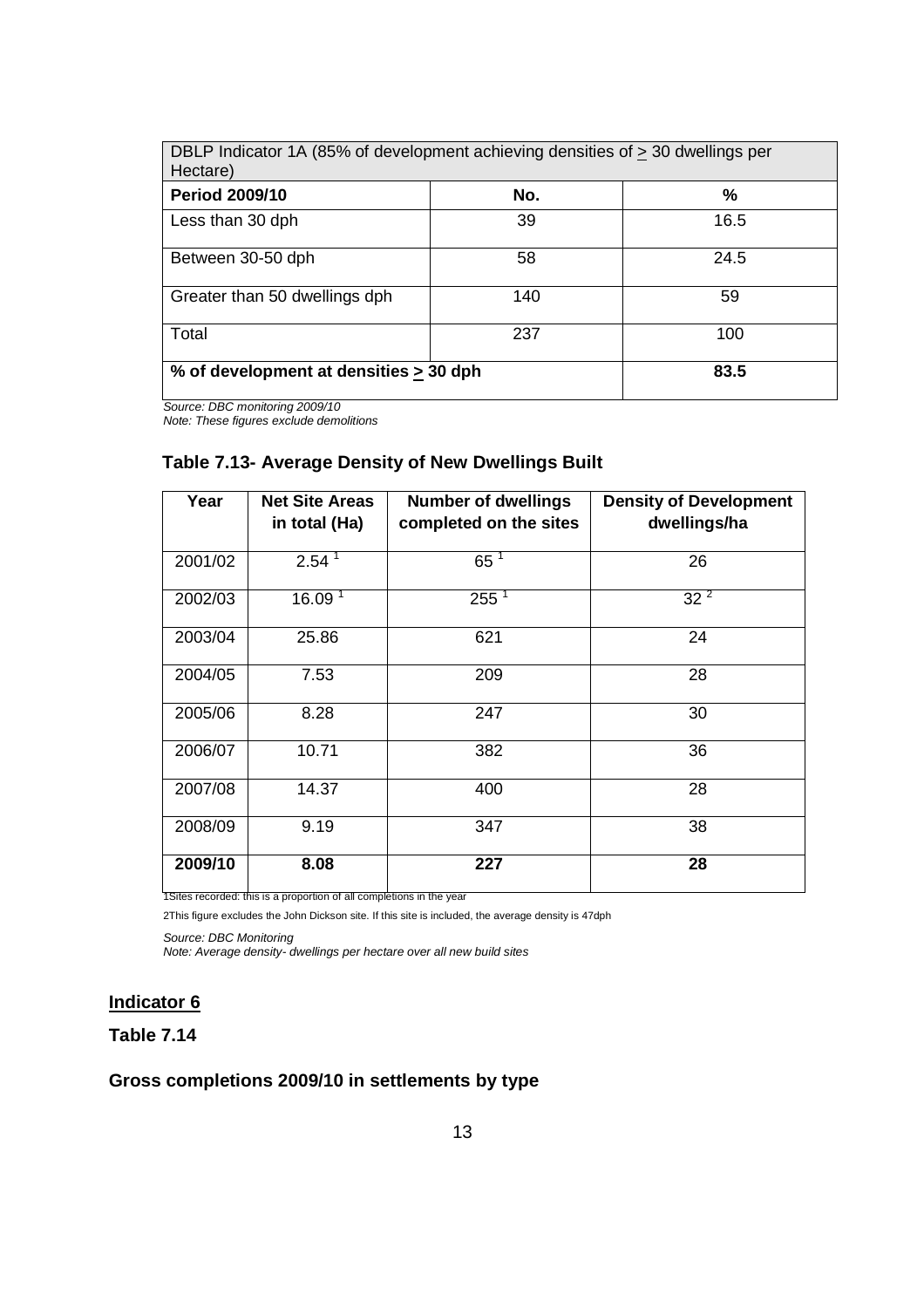| DBLP Indicator 1A (85% of development achieving densities of ≥ 30 dwellings per Hectare) | | |
|---|---|---|
| **Period 2009/10** | **No.** | **%** |
| Less than 30 dph | 39 | 16.5 |
| Between 30-50 dph | 58 | 24.5 |
| Greater than 50 dwellings dph | 140 | 59 |
| Total | 237 | 100 |
| **% of development at densities ≥ 30 dph** | | **83.5** |

*Source: DBC monitoring 2009/10*
*Note: These figures exclude demolitions*

### Table 7.13- Average Density of New Dwellings Built

| Year | Net Site Areas in total (Ha) | Number of dwellings completed on the sites | Density of Development dwellings/ha |
|---|---|---|---|
| 2001/02 | 2.54 [1] | 65 [1] | 26 |
| 2002/03 | 16.09 [1] | 255 [1] | 32 [2] |
| 2003/04 | 25.86 | 621 | 24 |
| 2004/05 | 7.53 | 209 | 28 |
| 2005/06 | 8.28 | 247 | 30 |
| 2006/07 | 10.71 | 382 | 36 |
| 2007/08 | 14.37 | 400 | 28 |
| 2008/09 | 9.19 | 347 | 38 |
| **2009/10** | **8.08** | **227** | **28** |

1Sites recorded: this is a proportion of all completions in the year

2This figure excludes the John Dickson site. If this site is included, the average density is 47dph

*Source: DBC Monitoring*
*Note: Average density- dwellings per hectare over all new build sites*

## Indicator 6

### Table 7.14

### Gross completions 2009/10 in settlements by type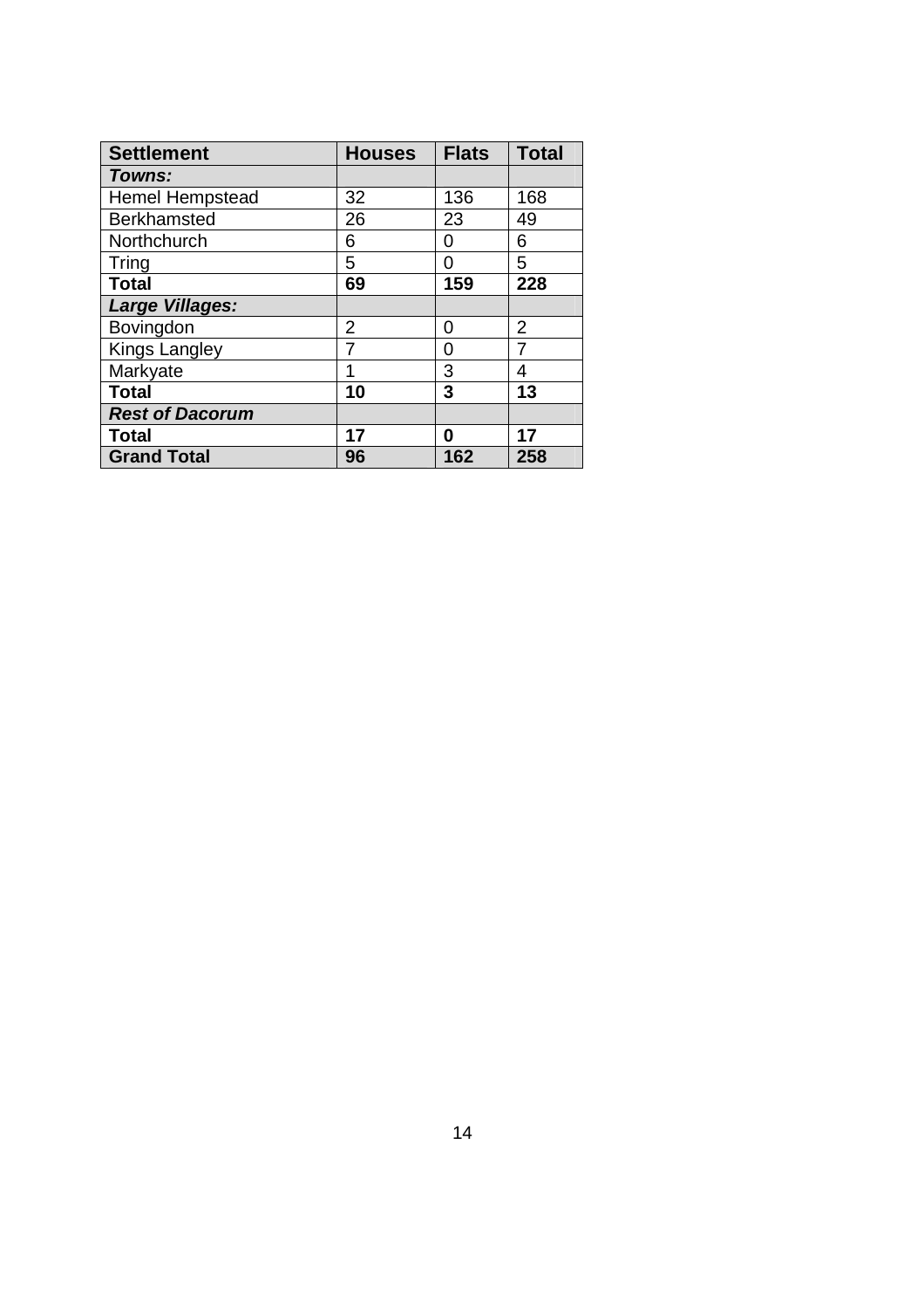| **Settlement** | **Houses** | **Flats** | **Total** |
| --- | --- | --- | --- |
| ***Towns:*** | | | |
| Hemel Hempstead | 32 | 136 | 168 |
| Berkhamsted | 26 | 23 | 49 |
| Northchurch | 6 | 0 | 6 |
| Tring | 5 | 0 | 5 |
| **Total** | **69** | **159** | **228** |
| ***Large Villages:*** | | | |
| Bovingdon | 2 | 0 | 2 |
| Kings Langley | 7 | 0 | 7 |
| Markyate | 1 | 3 | 4 |
| **Total** | **10** | **3** | **13** |
| ***Rest of Dacorum*** | | | |
| **Total** | **17** | **0** | **17** |
| **Grand Total** | **96** | **162** | **258** |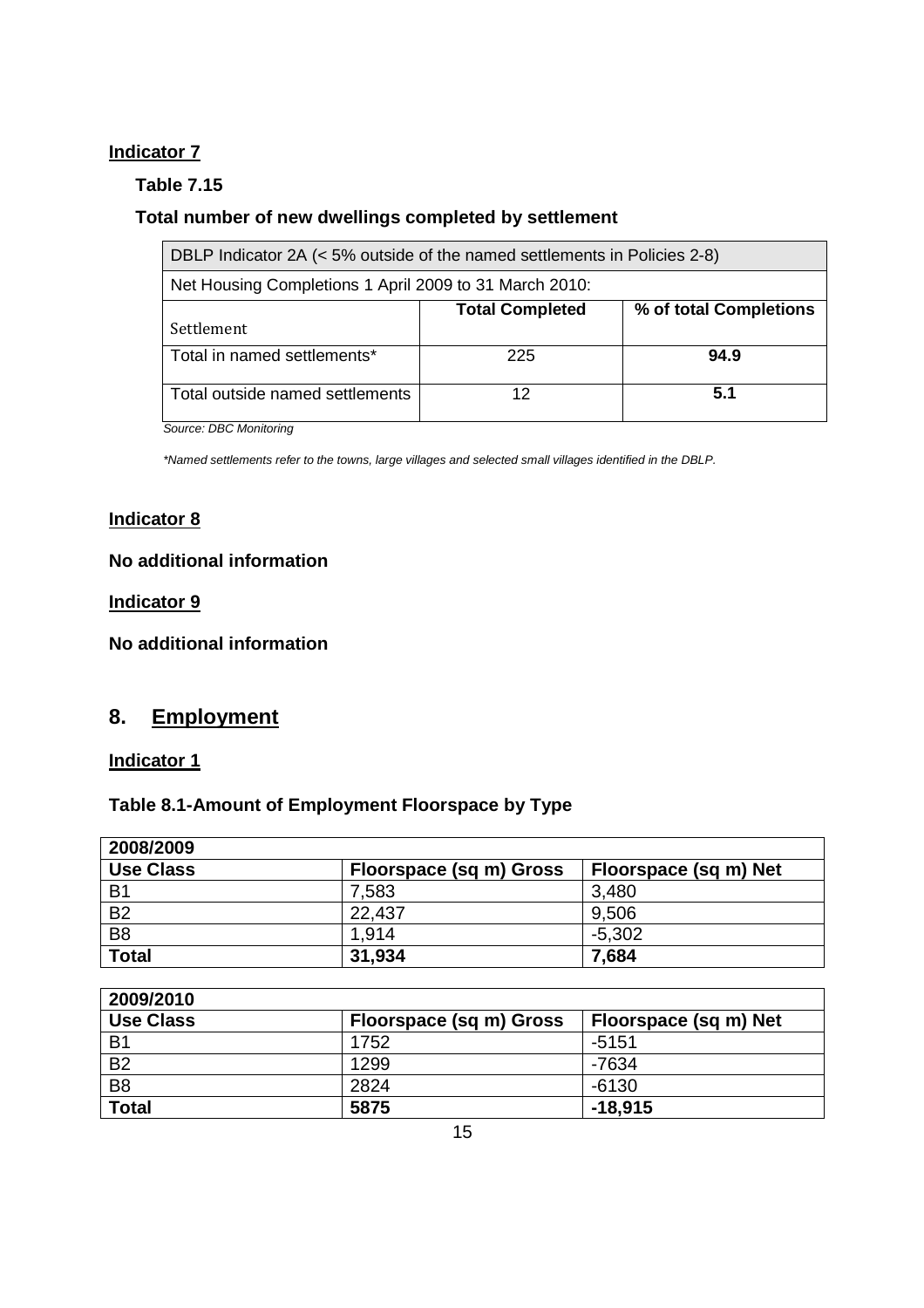**Indicator 7**

**Table 7.15**

**Total number of new dwellings completed by settlement**

| DBLP Indicator 2A (< 5% outside of the named settlements in Policies 2-8) | | |
|---|---|---|
| Net Housing Completions 1 April 2009 to 31 March 2010: | | |
| Settlement | **Total Completed** | **% of total Completions** |
| Total in named settlements* | 225 | **94.9** |
| Total outside named settlements | 12 | **5.1** |

*Source: DBC Monitoring*

*\*Named settlements refer to the towns, large villages and selected small villages identified in the DBLP.*

**Indicator 8**

**No additional information**

**Indicator 9**

**No additional information**

## 8. Employment

**Indicator 1**

**Table 8.1-Amount of Employment Floorspace by Type**

| **2008/2009** | | |
|---|---|---|
| **Use Class** | **Floorspace (sq m) Gross** | **Floorspace (sq m) Net** |
| B1 | 7,583 | 3,480 |
| B2 | 22,437 | 9,506 |
| B8 | 1,914 | -5,302 |
| **Total** | **31,934** | **7,684** |

| **2009/2010** | | |
|---|---|---|
| **Use Class** | **Floorspace (sq m) Gross** | **Floorspace (sq m) Net** |
| B1 | 1752 | -5151 |
| B2 | 1299 | -7634 |
| B8 | 2824 | -6130 |
| **Total** | **5875** | **-18,915** |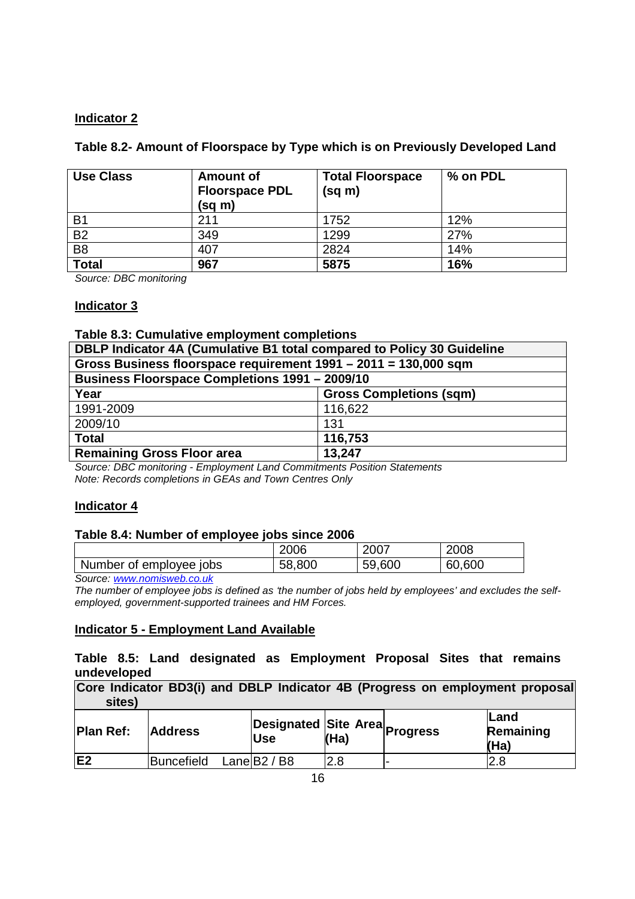**Indicator 2**

**Table 8.2- Amount of Floorspace by Type which is on Previously Developed Land**

| Use Class | Amount of Floorspace PDL (sq m) | Total Floorspace (sq m) | % on PDL |
|---|---|---|---|
| B1 | 211 | 1752 | 12% |
| B2 | 349 | 1299 | 27% |
| B8 | 407 | 2824 | 14% |
| **Total** | **967** | **5875** | **16%** |

*Source: DBC monitoring*

**Indicator 3**

**Table 8.3: Cumulative employment completions**

| **DBLP Indicator 4A (Cumulative B1 total compared to Policy 30 Guideline** | |
|---|---|
| **Gross Business floorspace requirement 1991 – 2011 = 130,000 sqm** | |
| **Business Floorspace Completions 1991 – 2009/10** | |
| **Year** | **Gross Completions (sqm)** |
| 1991-2009 | 116,622 |
| 2009/10 | 131 |
| **Total** | **116,753** |
| **Remaining Gross Floor area** | **13,247** |

*Source: DBC monitoring - Employment Land Commitments Position Statements*
*Note: Records completions in GEAs and Town Centres Only*

**Indicator 4**

**Table 8.4: Number of employee jobs since 2006**

| | 2006 | 2007 | 2008 |
|---|---|---|---|
| Number of employee jobs | 58,800 | 59,600 | 60,600 |

*Source: www.nomisweb.co.uk*
*The number of employee jobs is defined as 'the number of jobs held by employees' and excludes the self-employed, government-supported trainees and HM Forces.*

**Indicator 5 - Employment Land Available**

**Table 8.5: Land designated as Employment Proposal Sites that remains undeveloped**

| **Core Indicator BD3(i) and DBLP Indicator 4B (Progress on employment proposal sites)** | | | | | |
|---|---|---|---|---|---|
| **Plan Ref:** | **Address** | **Designated Use** | **Site Area (Ha)** | **Progress** | **Land Remaining (Ha)** |
| **E2** | Buncefield Lane | B2 / B8 | 2.8 | - | 2.8 |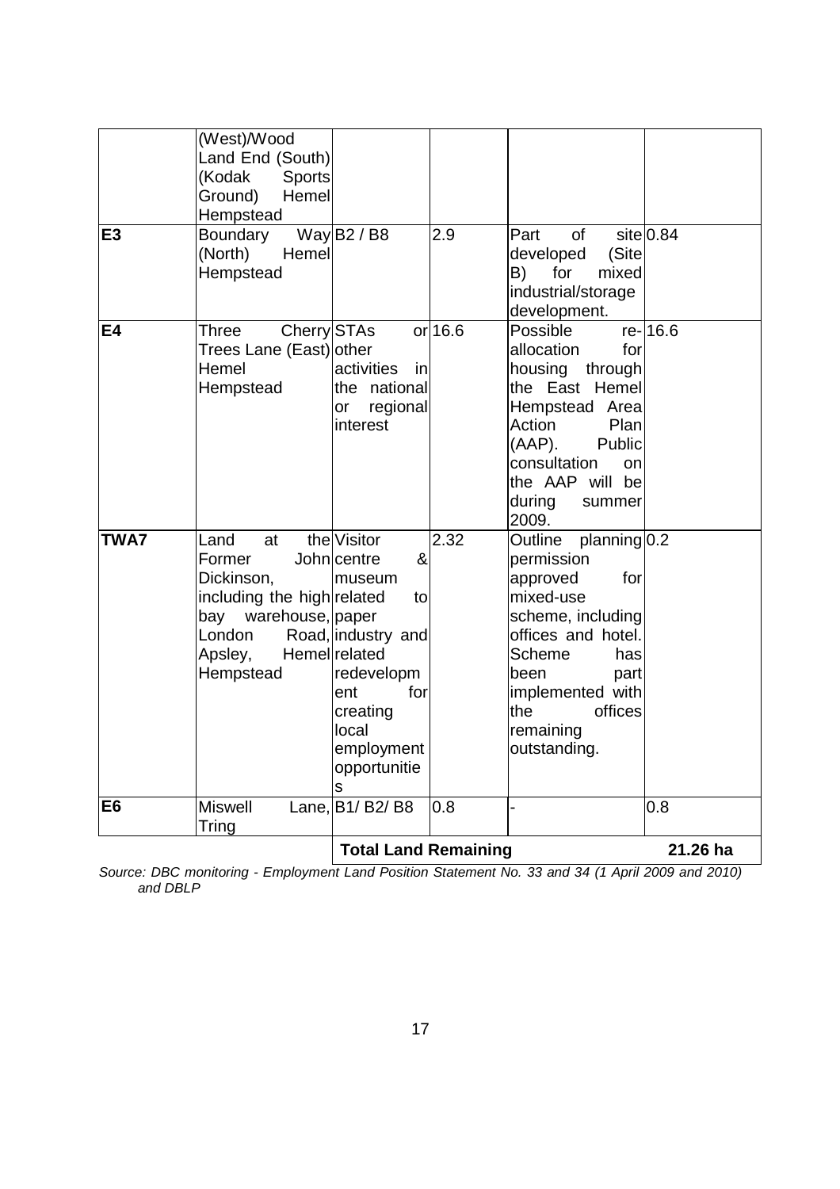| | | | | | |
|---|---|---|---|---|---|
| | (West)/Wood Land End (South) (Kodak Sports Ground) Hemel Hempstead | | | | |
| **E3** | Boundary Way (North) Hemel Hempstead | B2 / B8 | 2.9 | Part of site developed (Site B) for mixed industrial/storage development. | 0.84 |
| **E4** | Three Cherry Trees Lane (East) Hemel Hempstead | STAs or other activities in the national or regional interest | 16.6 | Possible re-allocation for housing through the East Hemel Hempstead Area Action Plan (AAP). Public consultation on the AAP will be during summer 2009. | 16.6 |
| **TWA7** | Land at the Former John Dickinson, including the high bay warehouse, London Road, Apsley, Hemel Hempstead | Visitor centre & museum related to paper industry and related redevelopment for creating local employment opportunities | 2.32 | Outline planning permission approved for mixed-use scheme, including offices and hotel. Scheme has been part implemented with the offices remaining outstanding. | 0.2 |
| **E6** | Miswell Lane, Tring | B1/ B2/ B8 | 0.8 | - | 0.8 |
| | | **Total Land Remaining** | | | **21.26 ha** |

*Source: DBC monitoring - Employment Land Position Statement No. 33 and 34 (1 April 2009 and 2010) and DBLP*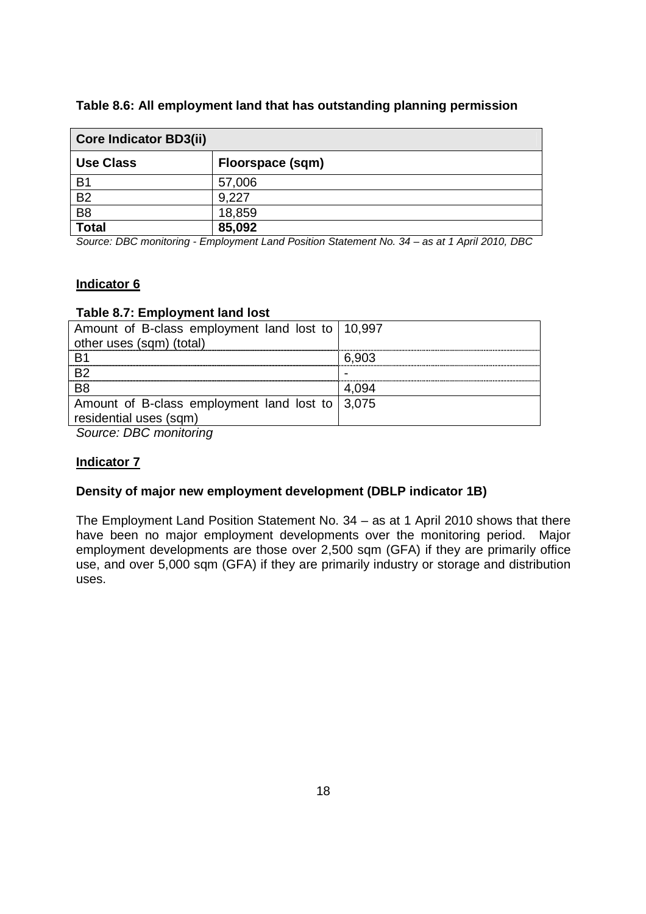**Table 8.6: All employment land that has outstanding planning permission**

| Core Indicator BD3(ii) | |
|---|---|
| **Use Class** | **Floorspace (sqm)** |
| B1 | 57,006 |
| B2 | 9,227 |
| B8 | 18,859 |
| **Total** | **85,092** |

*Source: DBC monitoring - Employment Land Position Statement No. 34 – as at 1 April 2010, DBC*

**Indicator 6**

**Table 8.7: Employment land lost**

| | |
|---|---|
| Amount of B-class employment land lost to other uses (sqm) (total) | 10,997 |
| B1 | 6,903 |
| B2 | - |
| B8 | 4,094 |
| Amount of B-class employment land lost to residential uses (sqm) | 3,075 |

*Source: DBC monitoring*

**Indicator 7**

**Density of major new employment development (DBLP indicator 1B)**

The Employment Land Position Statement No. 34 – as at 1 April 2010 shows that there have been no major employment developments over the monitoring period. Major employment developments are those over 2,500 sqm (GFA) if they are primarily office use, and over 5,000 sqm (GFA) if they are primarily industry or storage and distribution uses.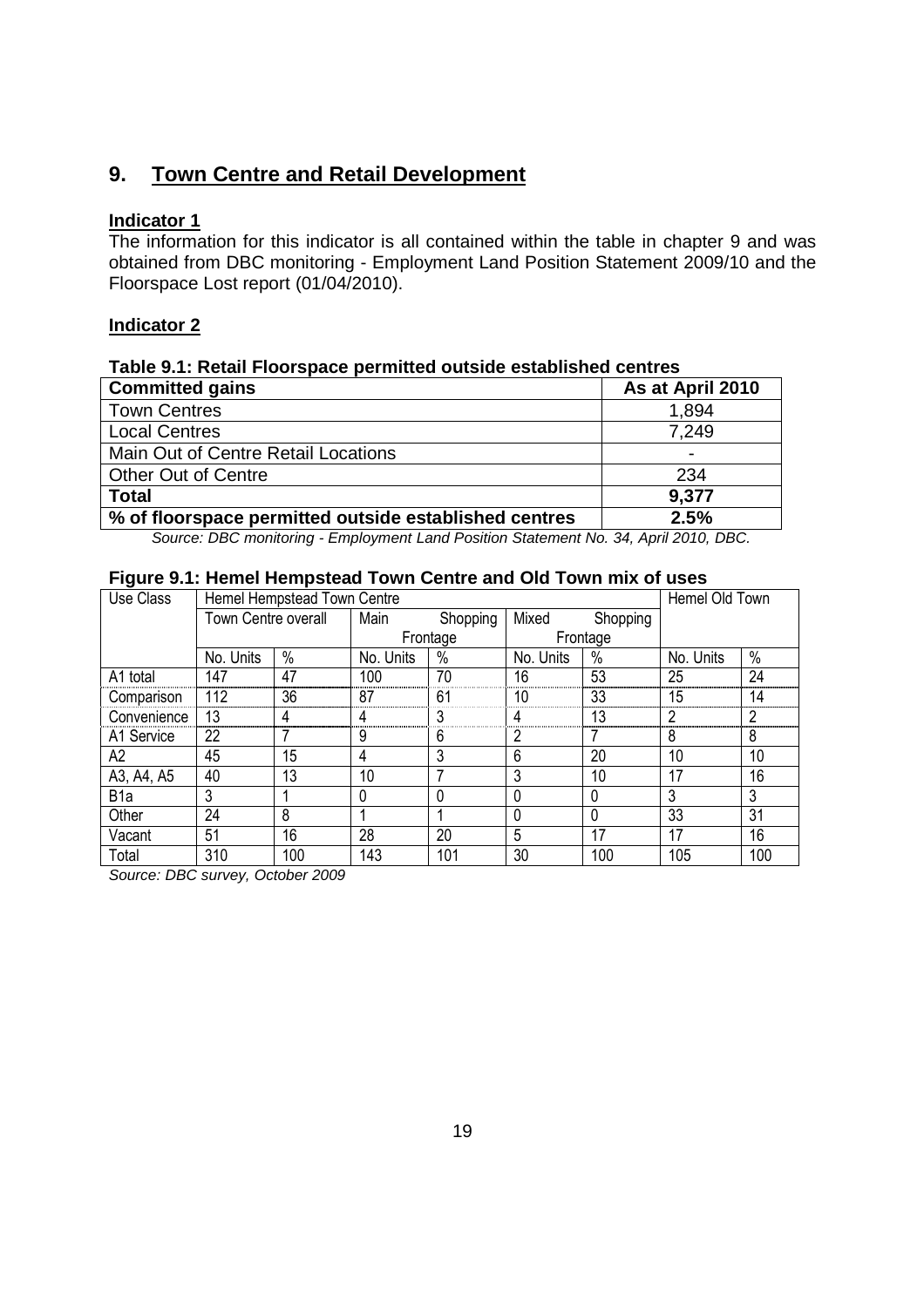## 9. Town Centre and Retail Development

**Indicator 1**

The information for this indicator is all contained within the table in chapter 9 and was obtained from DBC monitoring - Employment Land Position Statement 2009/10 and the Floorspace Lost report (01/04/2010).

**Indicator 2**

**Table 9.1: Retail Floorspace permitted outside established centres**

| **Committed gains** | **As at April 2010** |
|---|---|
| Town Centres | 1,894 |
| Local Centres | 7,249 |
| Main Out of Centre Retail Locations | - |
| Other Out of Centre | 234 |
| **Total** | **9,377** |
| **% of floorspace permitted outside established centres** | **2.5%** |

*Source: DBC monitoring - Employment Land Position Statement No. 34, April 2010, DBC.*

**Figure 9.1: Hemel Hempstead Town Centre and Old Town mix of uses**

| Use Class | Hemel Hempstead Town Centre | | | | | | Hemel Old Town | |
|---|---|---|---|---|---|---|---|---|
| | Town Centre overall | | Main Shopping Frontage | | Mixed Shopping Frontage | | | |
| | No. Units | % | No. Units | % | No. Units | % | No. Units | % |
| A1 total | 147 | 47 | 100 | 70 | 16 | 53 | 25 | 24 |
| Comparison | 112 | 36 | 87 | 61 | 10 | 33 | 15 | 14 |
| Convenience | 13 | 4 | 4 | 3 | 4 | 13 | 2 | 2 |
| A1 Service | 22 | 7 | 9 | 6 | 2 | 7 | 8 | 8 |
| A2 | 45 | 15 | 4 | 3 | 6 | 20 | 10 | 10 |
| A3, A4, A5 | 40 | 13 | 10 | 7 | 3 | 10 | 17 | 16 |
| B1a | 3 | 1 | 0 | 0 | 0 | 0 | 3 | 3 |
| Other | 24 | 8 | 1 | 1 | 0 | 0 | 33 | 31 |
| Vacant | 51 | 16 | 28 | 20 | 5 | 17 | 17 | 16 |
| Total | 310 | 100 | 143 | 101 | 30 | 100 | 105 | 100 |

*Source: DBC survey, October 2009*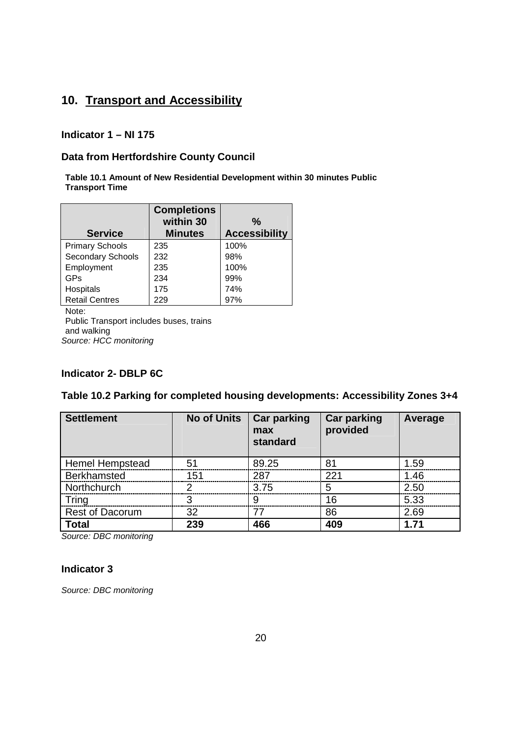# 10. Transport and Accessibility

### Indicator 1 – NI 175

### Data from Hertfordshire County Council

**Table 10.1 Amount of New Residential Development within 30 minutes Public Transport Time**

| Service | Completions within 30 Minutes | % Accessibility |
|---|---|---|
| Primary Schools | 235 | 100% |
| Secondary Schools | 232 | 98% |
| Employment | 235 | 100% |
| GPs | 234 | 99% |
| Hospitals | 175 | 74% |
| Retail Centres | 229 | 97% |

Note:
Public Transport includes buses, trains and walking
*Source: HCC monitoring*

### Indicator 2- DBLP 6C

**Table 10.2 Parking for completed housing developments: Accessibility Zones 3+4**

| Settlement | No of Units | Car parking max standard | Car parking provided | Average |
|---|---|---|---|---|
| Hemel Hempstead | 51 | 89.25 | 81 | 1.59 |
| Berkhamsted | 151 | 287 | 221 | 1.46 |
| Northchurch | 2 | 3.75 | 5 | 2.50 |
| Tring | 3 | 9 | 16 | 5.33 |
| Rest of Dacorum | 32 | 77 | 86 | 2.69 |
| **Total** | **239** | **466** | **409** | **1.71** |

*Source: DBC monitoring*

### Indicator 3

*Source: DBC monitoring*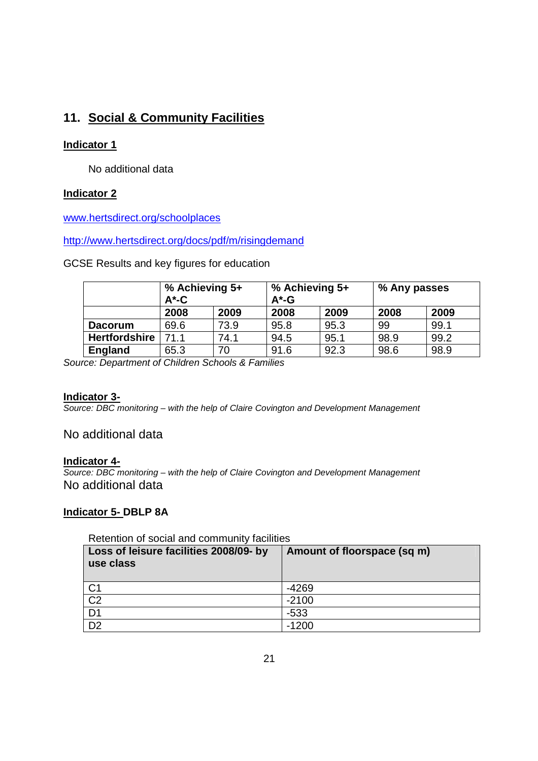## 11. Social & Community Facilities

### Indicator 1

No additional data

### Indicator 2

www.hertsdirect.org/schoolplaces

http://www.hertsdirect.org/docs/pdf/m/risingdemand

GCSE Results and key figures for education

| | % Achieving 5+ A*-C | | % Achieving 5+ A*-G | | % Any passes | |
|---|---|---|---|---|---|---|
| | **2008** | **2009** | **2008** | **2009** | **2008** | **2009** |
| **Dacorum** | 69.6 | 73.9 | 95.8 | 95.3 | 99 | 99.1 |
| **Hertfordshire** | 71.1 | 74.1 | 94.5 | 95.1 | 98.9 | 99.2 |
| **England** | 65.3 | 70 | 91.6 | 92.3 | 98.6 | 98.9 |

*Source: Department of Children Schools & Families*

### Indicator 3-

*Source: DBC monitoring – with the help of Claire Covington and Development Management*

No additional data

### Indicator 4-

*Source: DBC monitoring – with the help of Claire Covington and Development Management*

No additional data

### Indicator 5- DBLP 8A

Retention of social and community facilities

| Loss of leisure facilities 2008/09- by use class | Amount of floorspace (sq m) |
|---|---|
| C1 | -4269 |
| C2 | -2100 |
| D1 | -533 |
| D2 | -1200 |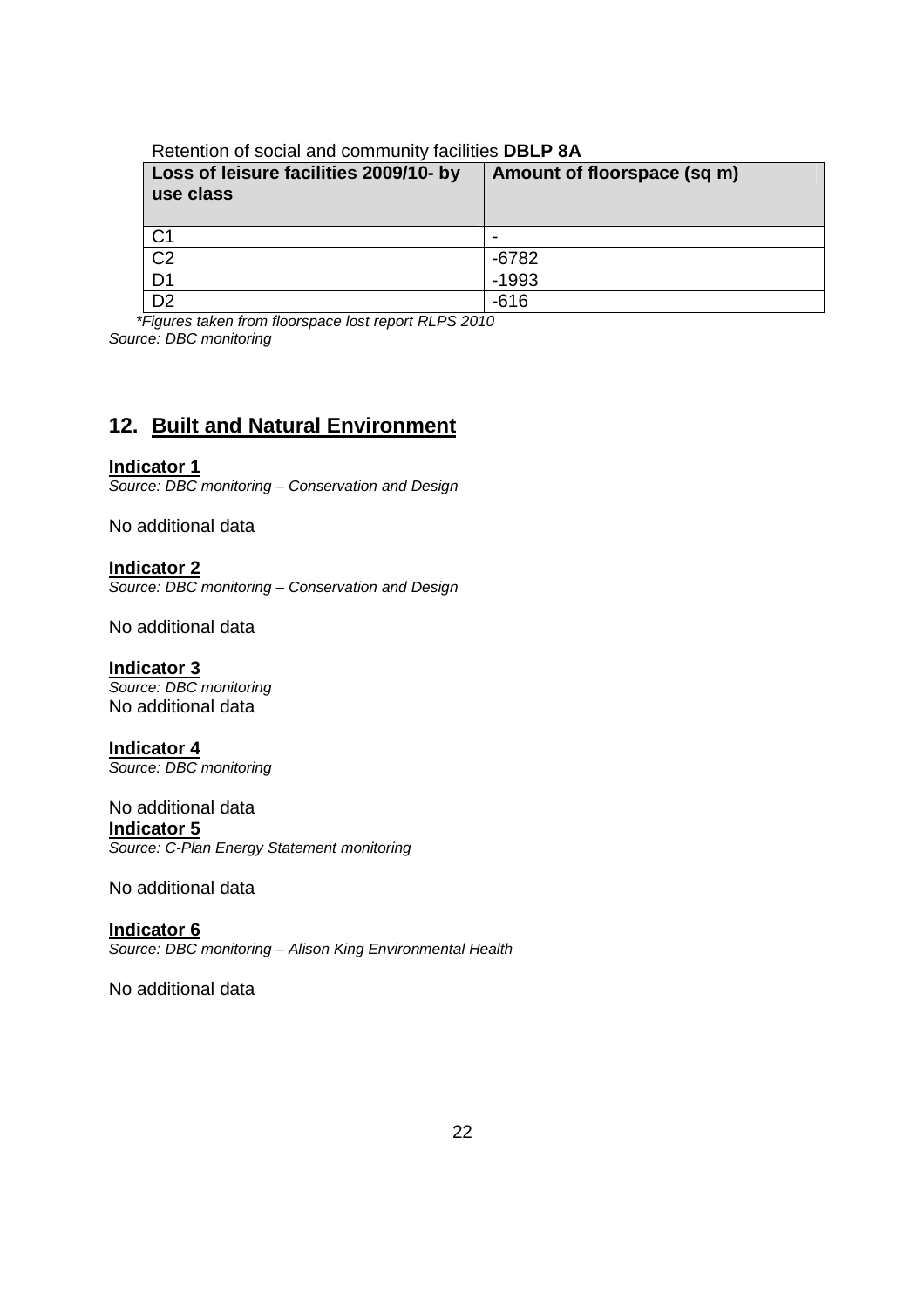Retention of social and community facilities **DBLP 8A**

| Loss of leisure facilities 2009/10- by use class | Amount of floorspace (sq m) |
|---|---|
| C1 | - |
| C2 | -6782 |
| D1 | -1993 |
| D2 | -616 |

*\*Figures taken from floorspace lost report RLPS 2010*
*Source: DBC monitoring*

## 12. Built and Natural Environment

**Indicator 1**
*Source: DBC monitoring – Conservation and Design*

No additional data

**Indicator 2**
*Source: DBC monitoring – Conservation and Design*

No additional data

**Indicator 3**
*Source: DBC monitoring*
No additional data

**Indicator 4**
*Source: DBC monitoring*

No additional data

**Indicator 5**
*Source: C-Plan Energy Statement monitoring*

No additional data

**Indicator 6**
*Source: DBC monitoring – Alison King Environmental Health*

No additional data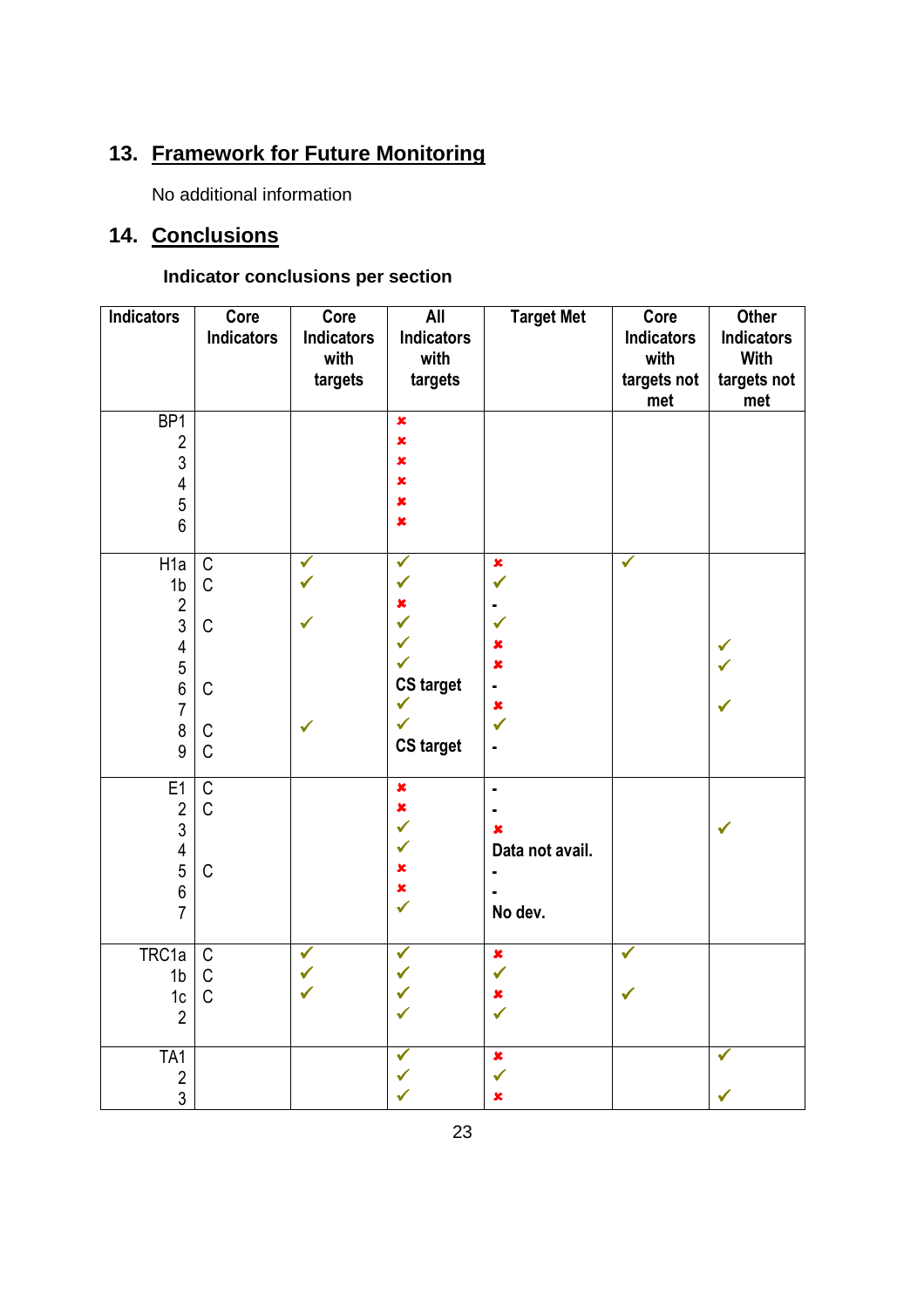## 13. Framework for Future Monitoring

No additional information

## 14. Conclusions

### Indicator conclusions per section

| Indicators | Core Indicators | Core Indicators with targets | All Indicators with targets | Target Met | Core Indicators with targets not met | Other Indicators With targets not met |
|---|---|---|---|---|---|---|
| BP1 | | | ✘ | | | |
| 2 | | | ✘ | | | |
| 3 | | | ✘ | | | |
| 4 | | | ✘ | | | |
| 5 | | | ✘ | | | |
| 6 | | | ✘ | | | |
| H1a | C | ✔ | ✔ | ✘ | ✔ | |
| 1b | C | ✔ | ✔ | ✔ | | |
| 2 | | | ✘ | - | | |
| 3 | C | ✔ | ✔ | ✔ | | |
| 4 | | | ✔ | ✘ | | ✔ |
| 5 | | | ✔ | ✘ | | ✔ |
| 6 | C | | CS target | - | | |
| 7 | | | ✔ | ✘ | | ✔ |
| 8 | C | ✔ | ✔ | ✔ | | |
| 9 | C | | CS target | - | | |
| E1 | C | | ✘ | - | | |
| 2 | C | | ✘ | - | | |
| 3 | | | ✔ | ✘ | | ✔ |
| 4 | | | ✔ | Data not avail. | | |
| 5 | C | | ✘ | - | | |
| 6 | | | ✘ | - | | |
| 7 | | | ✔ | No dev. | | |
| TRC1a | C | ✔ | ✔ | ✘ | ✔ | |
| 1b | C | ✔ | ✔ | ✔ | | |
| 1c | C | ✔ | ✔ | ✘ | ✔ | |
| 2 | | | ✔ | ✔ | | |
| TA1 | | | ✔ | ✘ | | ✔ |
| 2 | | | ✔ | ✔ | | |
| 3 | | | ✔ | ✘ | | ✔ |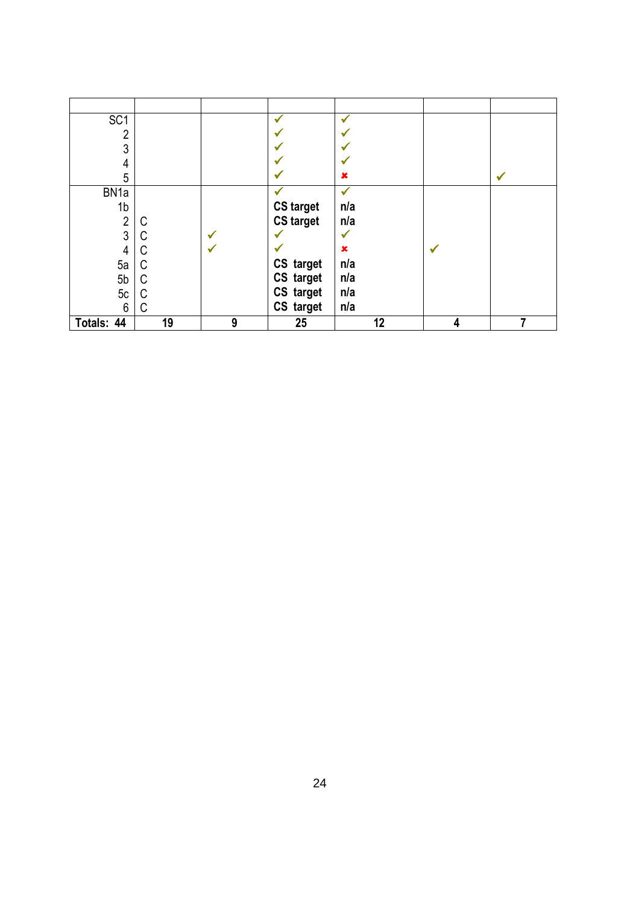| | | | | | | |
|---|---|---|---|---|---|---|
| SC1<br>2<br>3<br>4<br>5 | | | ✓<br>✓<br>✓<br>✓<br>✓ | ✓<br>✓<br>✓<br>✓<br>✗ | | <br><br><br><br>✓ |
| BN1a<br>1b<br>2<br>3<br>4<br>5a<br>5b<br>5c<br>6 | <br><br>C<br>C<br>C<br>C<br>C<br>C<br>C | <br><br><br>✓<br>✓ | ✓<br>**CS target**<br>**CS target**<br>✓<br>✓<br>**CS target**<br>**CS target**<br>**CS target**<br>**CS target** | ✓<br>**n/a**<br>**n/a**<br>✓<br>✗<br>**n/a**<br>**n/a**<br>**n/a**<br>**n/a** | <br><br><br><br>✓ | |
| **Totals: 44** | **19** | **9** | **25** | **12** | **4** | **7** |